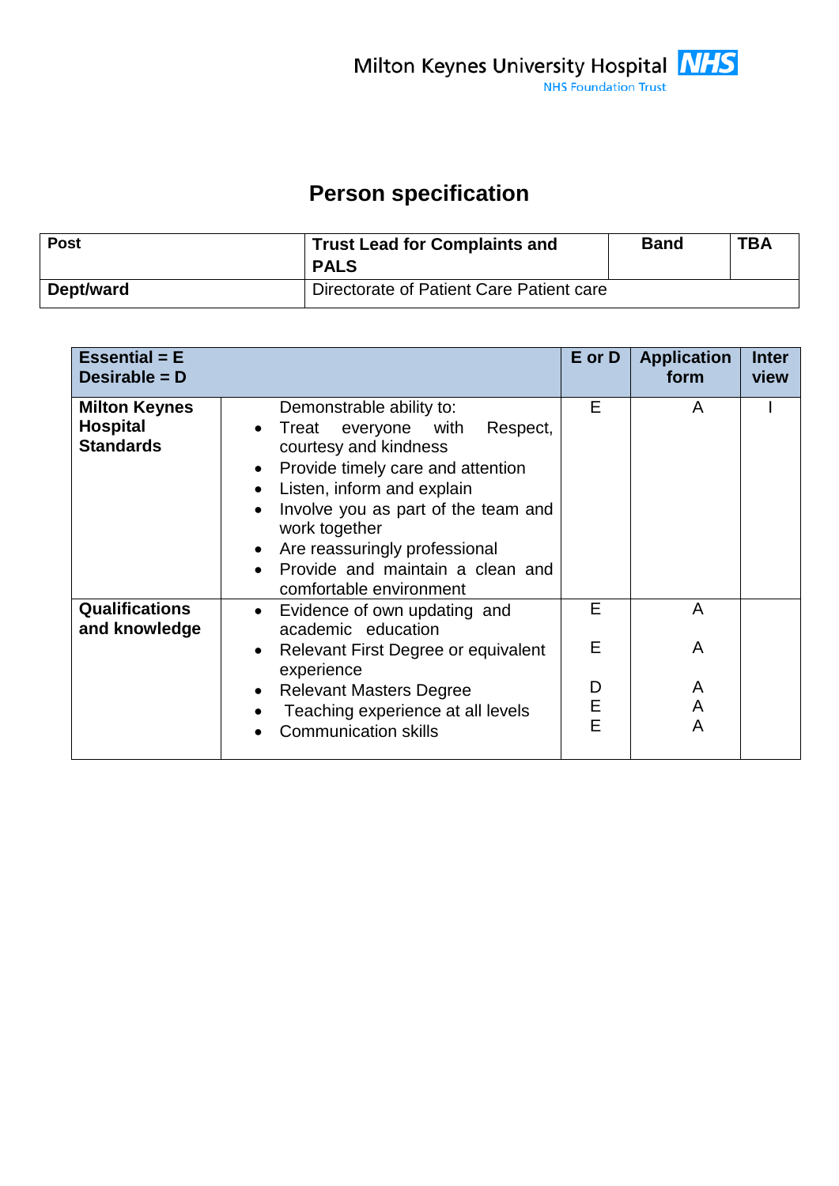Milton Keynes University Hospital NHS
NHS Foundation Trust

# Person specification

| Post | Trust Lead for Complaints and PALS | Band | TBA |
|---|---|---|---|
| **Dept/ward** | Directorate of Patient Care Patient care | | |

| **Essential = E**<br>**Desirable = D** | | **E or D** | **Application form** | **Inter view** |
|---|---|---|---|---|
| **Milton Keynes Hospital Standards** | Demonstrable ability to:<br>• Treat everyone with Respect, courtesy and kindness<br>• Provide timely care and attention<br>• Listen, inform and explain<br>• Involve you as part of the team and work together<br>• Are reassuringly professional<br>• Provide and maintain a clean and comfortable environment | E | A | I |
| **Qualifications and knowledge** | • Evidence of own updating and academic education<br>• Relevant First Degree or equivalent experience<br>• Relevant Masters Degree<br>• Teaching experience at all levels<br>• Communication skills | E<br>E<br>D<br>E<br>E | A<br>A<br>A<br>A<br>A | |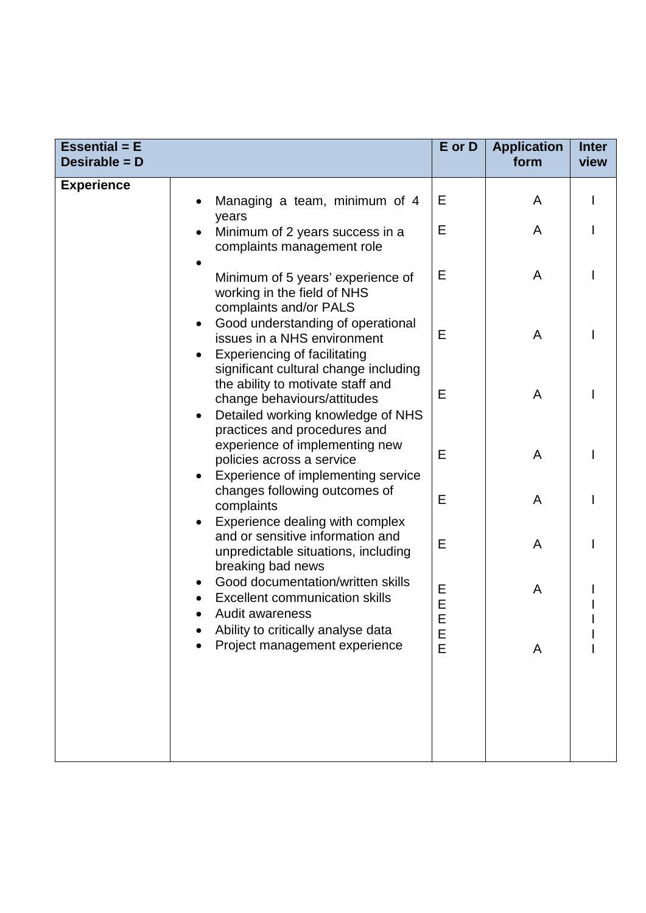| Essential = E<br>Desirable = D | | E or D | Application form | Inter view |
|---|---|---|---|---|
| **Experience** | • Managing a team, minimum of 4 years | E | A | I |
| | • Minimum of 2 years success in a complaints management role | E | A | I |
| | • Minimum of 5 years' experience of working in the field of NHS complaints and/or PALS | E | A | I |
| | • Good understanding of operational issues in a NHS environment | E | A | I |
| | • Experiencing of facilitating significant cultural change including the ability to motivate staff and change behaviours/attitudes | E | A | I |
| | • Detailed working knowledge of NHS practices and procedures and experience of implementing new policies across a service | E | A | I |
| | • Experience of implementing service changes following outcomes of complaints | E | A | I |
| | • Experience dealing with complex and or sensitive information and unpredictable situations, including breaking bad news | E | A | I |
| | • Good documentation/written skills | E | A | I |
| | • Excellent communication skills | E | | I |
| | • Audit awareness | E | | I |
| | • Ability to critically analyse data | E | | I |
| | • Project management experience | E | A | I |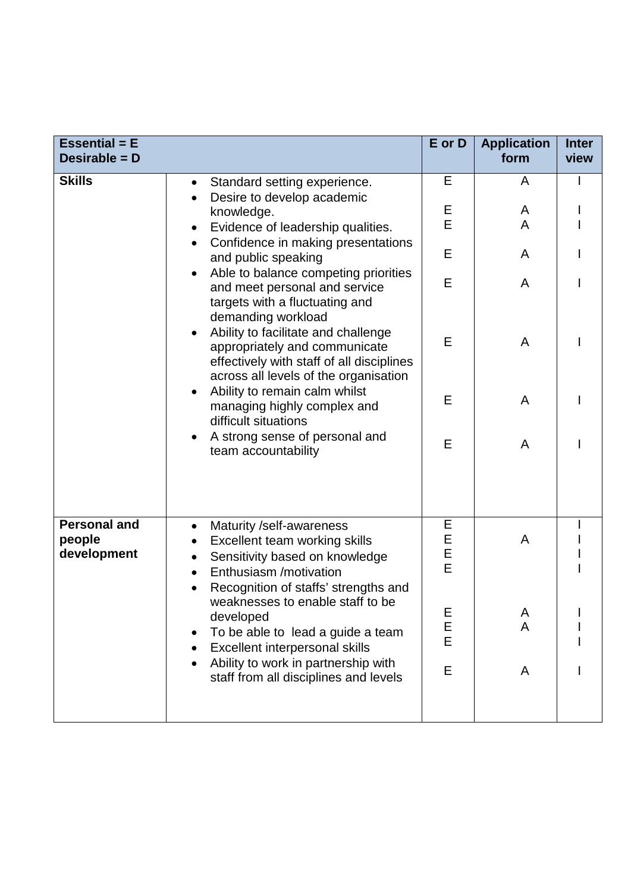| Essential = E<br>Desirable = D | | E or D | Application form | Interview |
|---|---|---|---|---|
| **Skills** | • Standard setting experience. | E | A | I |
| | • Desire to develop academic knowledge. | E | A | I |
| | • Evidence of leadership qualities. | E | A | I |
| | • Confidence in making presentations and public speaking | E | A | I |
| | • Able to balance competing priorities and meet personal and service targets with a fluctuating and demanding workload | E | A | I |
| | • Ability to facilitate and challenge appropriately and communicate effectively with staff of all disciplines across all levels of the organisation | E | A | I |
| | • Ability to remain calm whilst managing highly complex and difficult situations | E | A | I |
| | • A strong sense of personal and team accountability | E | A | I |
| **Personal and people development** | • Maturity /self-awareness | E | | I |
| | • Excellent team working skills | E | A | I |
| | • Sensitivity based on knowledge | E | | I |
| | • Enthusiasm /motivation | E | | I |
| | • Recognition of staffs' strengths and weaknesses to enable staff to be developed | E | A | I |
| | • To be able to lead a guide a team | E | A | I |
| | • Excellent interpersonal skills | E | | I |
| | • Ability to work in partnership with staff from all disciplines and levels | E | A | I |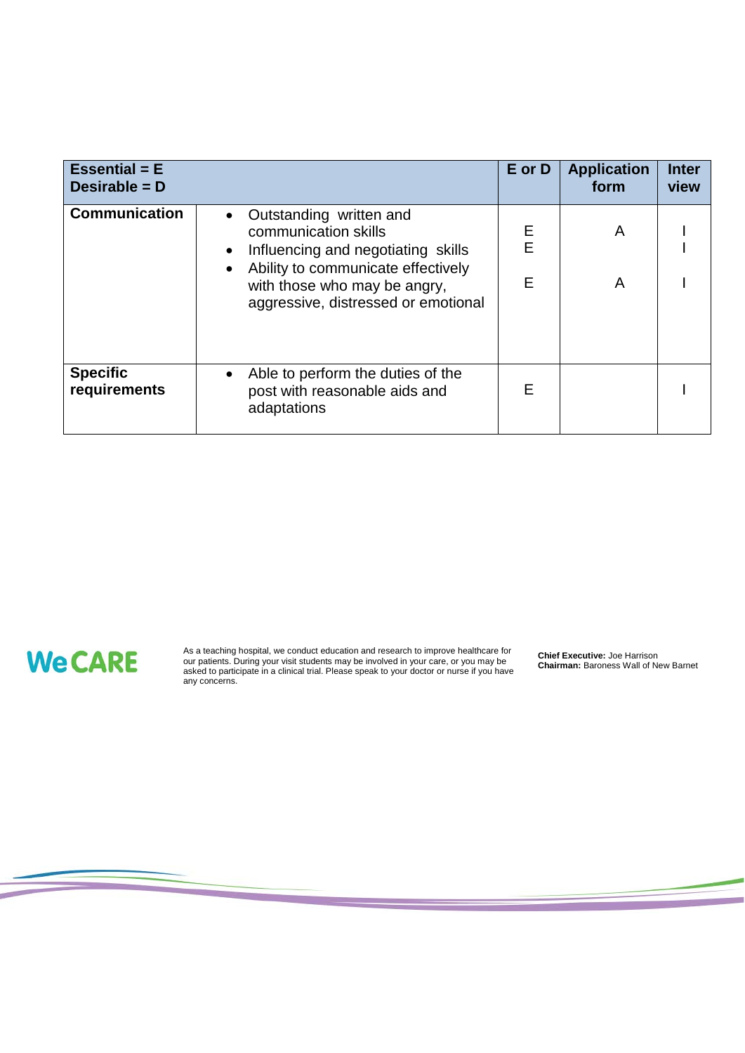| Essential = E<br>Desirable = D | | E or D | Application form | Inter view |
|---|---|---|---|---|
| **Communication** | • Outstanding written and communication skills<br>• Influencing and negotiating skills<br>• Ability to communicate effectively with those who may be angry, aggressive, distressed or emotional | E<br>E<br>E | A<br><br>A | I<br>I<br>I |
| **Specific requirements** | • Able to perform the duties of the post with reasonable aids and adaptations | E | | I |

We CARE

As a teaching hospital, we conduct education and research to improve healthcare for our patients. During your visit students may be involved in your care, or you may be asked to participate in a clinical trial. Please speak to your doctor or nurse if you have any concerns.

**Chief Executive:** Joe Harrison
**Chairman:** Baroness Wall of New Barnet